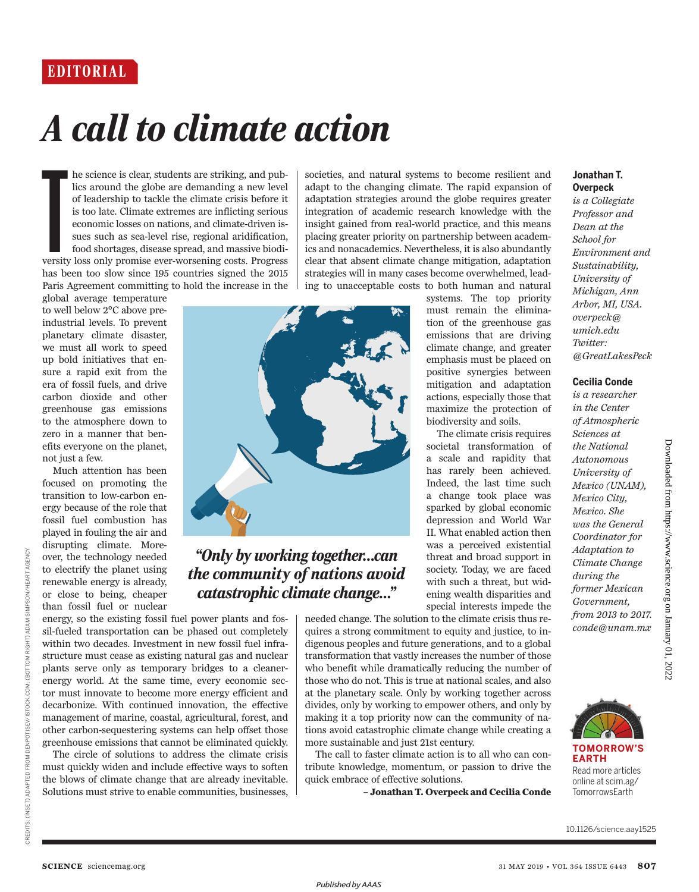EDITORIAL

# A call to climate action

The science is clear, students are striking, and publics around the globe are demanding a new level of leadership to tackle the climate crisis before it is too late. Climate extremes are inflicting serious economic losses on nations, and climate-driven issues such as sea-level rise, regional aridification, food shortages, disease spread, and massive biodiversity loss only promise ever-worsening costs. Progress has been too slow since 195 countries signed the 2015 Paris Agreement committing to hold the increase in the global average temperature to well below 2°C above preindustrial levels. To prevent planetary climate disaster, we must all work to speed up bold initiatives that ensure a rapid exit from the era of fossil fuels, and drive carbon dioxide and other greenhouse gas emissions to the atmosphere down to zero in a manner that benefits everyone on the planet, not just a few.

Much attention has been focused on promoting the transition to low-carbon energy because of the role that fossil fuel combustion has played in fouling the air and disrupting climate. Moreover, the technology needed to electrify the planet using renewable energy is already, or close to being, cheaper than fossil fuel or nuclear energy, so the existing fossil fuel power plants and fossil-fueled transportation can be phased out completely within two decades. Investment in new fossil fuel infrastructure must cease as existing natural gas and nuclear plants serve only as temporary bridges to a cleaner-energy world. At the same time, every economic sector must innovate to become more energy efficient and decarbonize. With continued innovation, the effective management of marine, coastal, agricultural, forest, and other carbon-sequestering systems can help offset those greenhouse emissions that cannot be eliminated quickly.

The circle of solutions to address the climate crisis must quickly widen and include effective ways to soften the blows of climate change that are already inevitable. Solutions must strive to enable communities, businesses, societies, and natural systems to become resilient and adapt to the changing climate. The rapid expansion of adaptation strategies around the globe requires greater integration of academic research knowledge with the insight gained from real-world practice, and this means placing greater priority on partnership between academics and nonacademics. Nevertheless, it is also abundantly clear that absent climate change mitigation, adaptation strategies will in many cases become overwhelmed, leading to unacceptable costs to both human and natural systems. The top priority must remain the elimination of the greenhouse gas emissions that are driving climate change, and greater emphasis must be placed on positive synergies between mitigation and adaptation actions, especially those that maximize the protection of biodiversity and soils.

*"Only by working together...can the community of nations avoid catastrophic climate change..."*

The climate crisis requires societal transformation of a scale and rapidity that has rarely been achieved. Indeed, the last time such a change took place was sparked by global economic depression and World War II. What enabled action then was a perceived existential threat and broad support in society. Today, we are faced with such a threat, but widening wealth disparities and special interests impede the needed change. The solution to the climate crisis thus requires a strong commitment to equity and justice, to indigenous peoples and future generations, and to a global transformation that vastly increases the number of those who benefit while dramatically reducing the number of those who do not. This is true at national scales, and also at the planetary scale. Only by working together across divides, only by working to empower others, and only by making it a top priority now can the community of nations avoid catastrophic climate change while creating a more sustainable and just 21st century.

The call to faster climate action is to all who can contribute knowledge, momentum, or passion to drive the quick embrace of effective solutions.

– **Jonathan T. Overpeck and Cecilia Conde**

**Jonathan T. Overpeck** *is a Collegiate Professor and Dean at the School for Environment and Sustainability, University of Michigan, Ann Arbor, MI, USA. overpeck@umich.edu Twitter: @GreatLakesPeck*

**Cecilia Conde** *is a researcher in the Center of Atmospheric Sciences at the National Autonomous University of Mexico (UNAM), Mexico City, Mexico. She was the General Coordinator for Adaptation to Climate Change during the former Mexican Government, from 2013 to 2017. conde@unam.mx*

**TOMORROW'S EARTH**
Read more articles online at scim.ag/TomorrowsEarth

10.1126/science.aay1525

CREDITS: (INSET) ADAPTED FROM DENPOTISEV/ISTOCK.COM; (BOTTOM RIGHT) ADAM SIMPSON/HEART AGENCY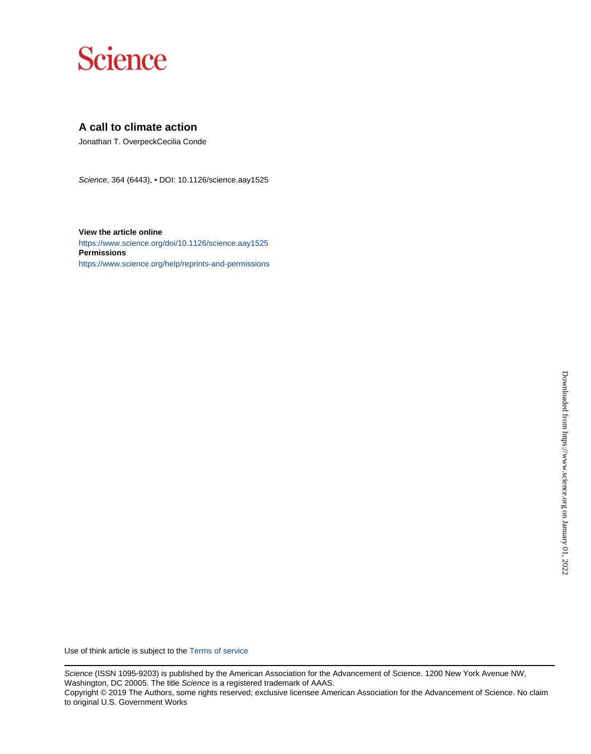# Science

## A call to climate action

Jonathan T. OverpeckCecilia Conde

*Science*, 364 (6443), • DOI: 10.1126/science.aay1525

**View the article online**
https://www.science.org/doi/10.1126/science.aay1525
**Permissions**
https://www.science.org/help/reprints-and-permissions

Downloaded from https://www.science.org on January 01, 2022

Use of think article is subject to the Terms of service

*Science* (ISSN 1095-9203) is published by the American Association for the Advancement of Science. 1200 New York Avenue NW, Washington, DC 20005. The title *Science* is a registered trademark of AAAS.
Copyright © 2019 The Authors, some rights reserved; exclusive licensee American Association for the Advancement of Science. No claim to original U.S. Government Works